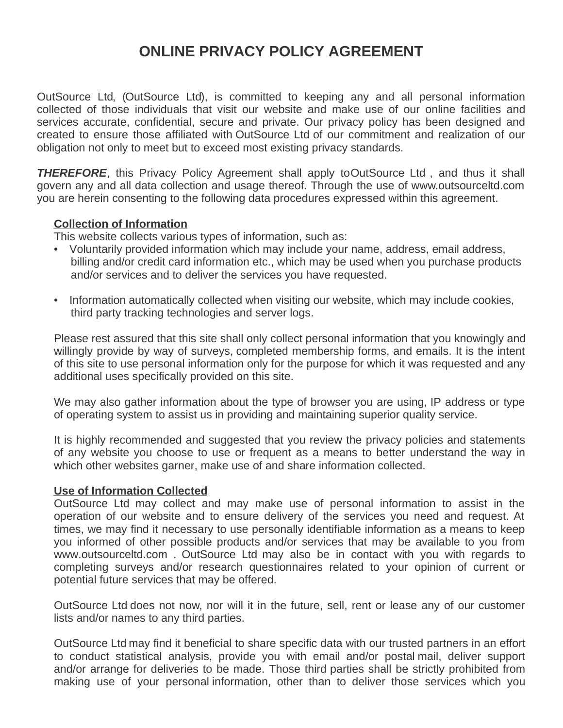# ONLINE PRIVACY POLICY AGREEMENT

OutSource Ltd, (OutSource Ltd), is committed to keeping any and all personal information collected of those individuals that visit our website and make use of our online facilities and services accurate, confidential, secure and private. Our privacy policy has been designed and created to ensure those affiliated with OutSource Ltd of our commitment and realization of our obligation not only to meet but to exceed most existing privacy standards.

***THEREFORE***, this Privacy Policy Agreement shall apply toOutSource Ltd , and thus it shall govern any and all data collection and usage thereof. Through the use of www.outsourceltd.com you are herein consenting to the following data procedures expressed within this agreement.

## Collection of Information

This website collects various types of information, such as:

- Voluntarily provided information which may include your name, address, email address, billing and/or credit card information etc., which may be used when you purchase products and/or services and to deliver the services you have requested.

- Information automatically collected when visiting our website, which may include cookies, third party tracking technologies and server logs.

Please rest assured that this site shall only collect personal information that you knowingly and willingly provide by way of surveys, completed membership forms, and emails. It is the intent of this site to use personal information only for the purpose for which it was requested and any additional uses specifically provided on this site.

We may also gather information about the type of browser you are using, IP address or type of operating system to assist us in providing and maintaining superior quality service.

It is highly recommended and suggested that you review the privacy policies and statements of any website you choose to use or frequent as a means to better understand the way in which other websites garner, make use of and share information collected.

## Use of Information Collected

OutSource Ltd may collect and may make use of personal information to assist in the operation of our website and to ensure delivery of the services you need and request. At times, we may find it necessary to use personally identifiable information as a means to keep you informed of other possible products and/or services that may be available to you from www.outsourceltd.com . OutSource Ltd may also be in contact with you with regards to completing surveys and/or research questionnaires related to your opinion of current or potential future services that may be offered.

OutSource Ltd does not now, nor will it in the future, sell, rent or lease any of our customer lists and/or names to any third parties.

OutSource Ltd may find it beneficial to share specific data with our trusted partners in an effort to conduct statistical analysis, provide you with email and/or postal mail, deliver support and/or arrange for deliveries to be made. Those third parties shall be strictly prohibited from making use of your personal information, other than to deliver those services which you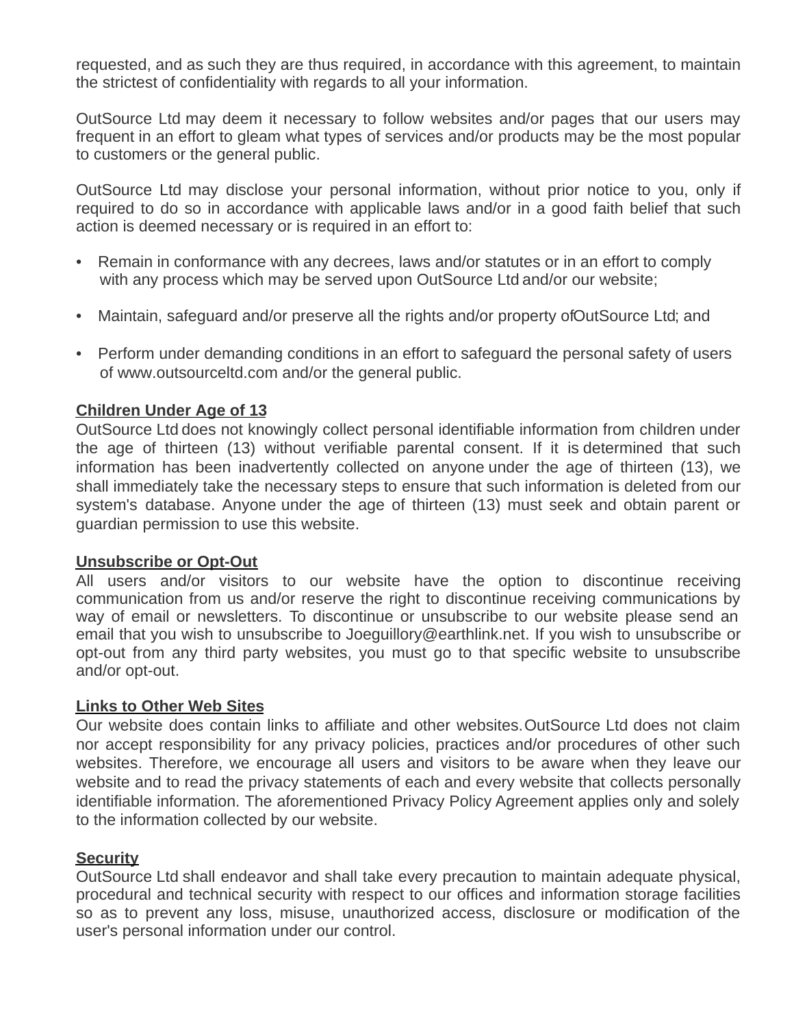requested, and as such they are thus required, in accordance with this agreement, to maintain the strictest of confidentiality with regards to all your information.

OutSource Ltd may deem it necessary to follow websites and/or pages that our users may frequent in an effort to gleam what types of services and/or products may be the most popular to customers or the general public.

OutSource Ltd may disclose your personal information, without prior notice to you, only if required to do so in accordance with applicable laws and/or in a good faith belief that such action is deemed necessary or is required in an effort to:

- Remain in conformance with any decrees, laws and/or statutes or in an effort to comply with any process which may be served upon OutSource Ltd and/or our website;
- Maintain, safeguard and/or preserve all the rights and/or property ofOutSource Ltd; and
- Perform under demanding conditions in an effort to safeguard the personal safety of users of www.outsourceltd.com and/or the general public.

**Children Under Age of 13**

OutSource Ltd does not knowingly collect personal identifiable information from children under the age of thirteen (13) without verifiable parental consent. If it is determined that such information has been inadvertently collected on anyone under the age of thirteen (13), we shall immediately take the necessary steps to ensure that such information is deleted from our system's database. Anyone under the age of thirteen (13) must seek and obtain parent or guardian permission to use this website.

**Unsubscribe or Opt-Out**

All users and/or visitors to our website have the option to discontinue receiving communication from us and/or reserve the right to discontinue receiving communications by way of email or newsletters. To discontinue or unsubscribe to our website please send an email that you wish to unsubscribe to Joeguillory@earthlink.net. If you wish to unsubscribe or opt-out from any third party websites, you must go to that specific website to unsubscribe and/or opt-out.

**Links to Other Web Sites**

Our website does contain links to affiliate and other websites. OutSource Ltd does not claim nor accept responsibility for any privacy policies, practices and/or procedures of other such websites. Therefore, we encourage all users and visitors to be aware when they leave our website and to read the privacy statements of each and every website that collects personally identifiable information. The aforementioned Privacy Policy Agreement applies only and solely to the information collected by our website.

**Security**

OutSource Ltd shall endeavor and shall take every precaution to maintain adequate physical, procedural and technical security with respect to our offices and information storage facilities so as to prevent any loss, misuse, unauthorized access, disclosure or modification of the user's personal information under our control.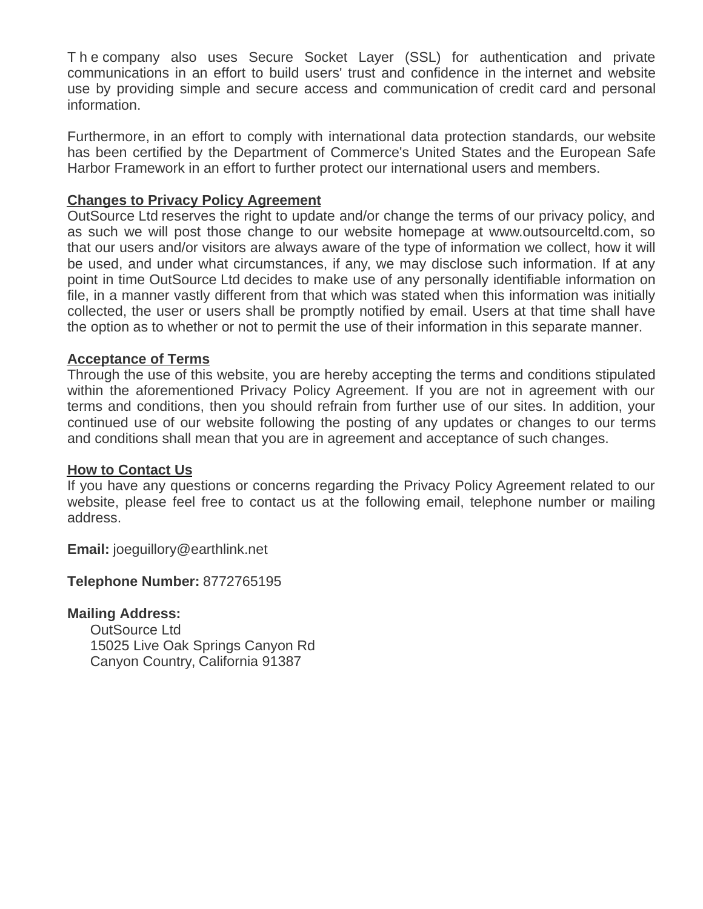The company also uses Secure Socket Layer (SSL) for authentication and private communications in an effort to build users' trust and confidence in the internet and website use by providing simple and secure access and communication of credit card and personal information.

Furthermore, in an effort to comply with international data protection standards, our website has been certified by the Department of Commerce's United States and the European Safe Harbor Framework in an effort to further protect our international users and members.

**Changes to Privacy Policy Agreement**

OutSource Ltd reserves the right to update and/or change the terms of our privacy policy, and as such we will post those change to our website homepage at www.outsourceltd.com, so that our users and/or visitors are always aware of the type of information we collect, how it will be used, and under what circumstances, if any, we may disclose such information. If at any point in time OutSource Ltd decides to make use of any personally identifiable information on file, in a manner vastly different from that which was stated when this information was initially collected, the user or users shall be promptly notified by email. Users at that time shall have the option as to whether or not to permit the use of their information in this separate manner.

**Acceptance of Terms**

Through the use of this website, you are hereby accepting the terms and conditions stipulated within the aforementioned Privacy Policy Agreement. If you are not in agreement with our terms and conditions, then you should refrain from further use of our sites. In addition, your continued use of our website following the posting of any updates or changes to our terms and conditions shall mean that you are in agreement and acceptance of such changes.

**How to Contact Us**

If you have any questions or concerns regarding the Privacy Policy Agreement related to our website, please feel free to contact us at the following email, telephone number or mailing address.

**Email:** joeguillory@earthlink.net

**Telephone Number:** 8772765195

**Mailing Address:**

OutSource Ltd  
15025 Live Oak Springs Canyon Rd  
Canyon Country, California 91387